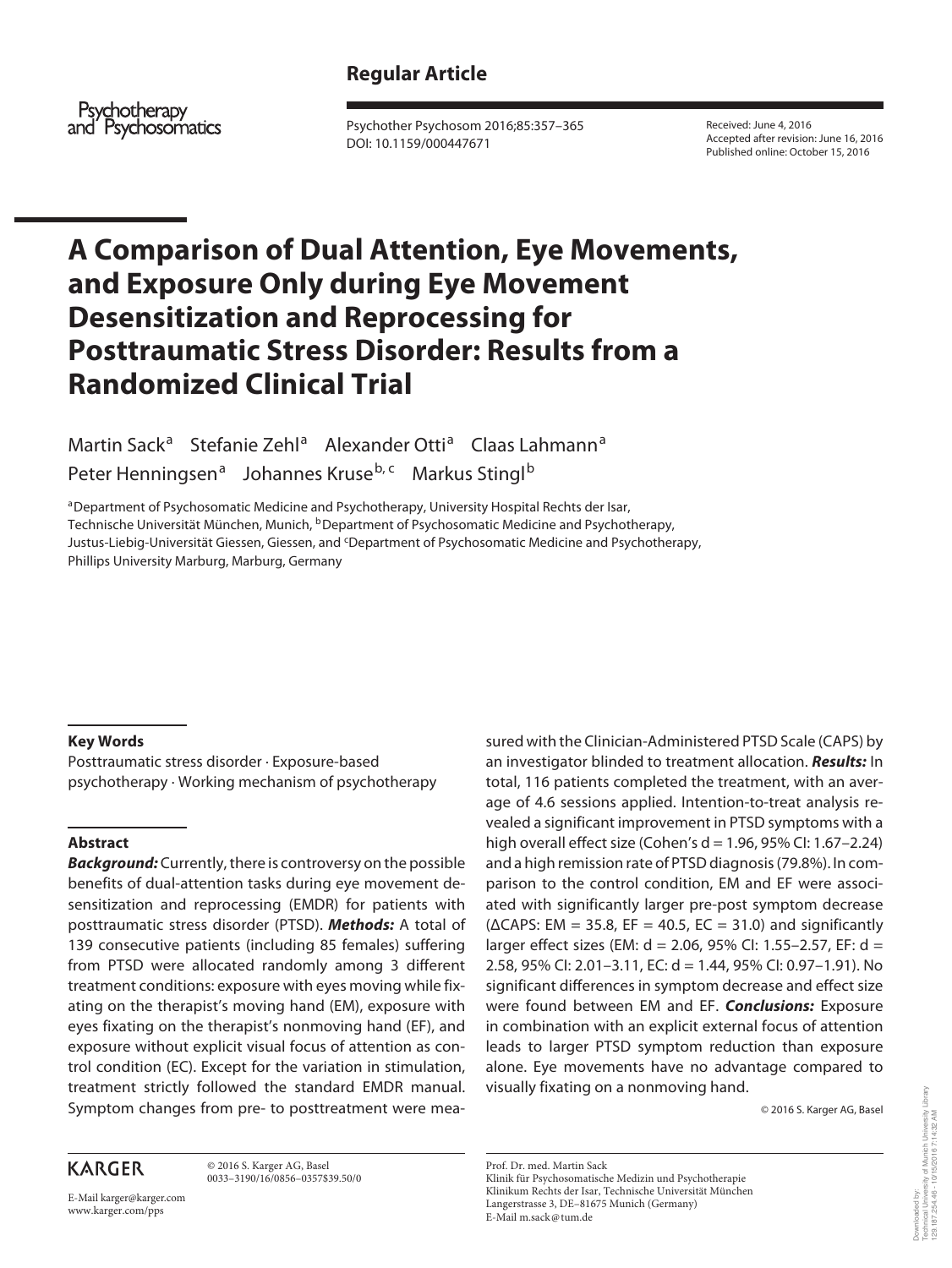**Regular Article**

Psychotherapy and Psychosomatics

Psychother Psychosom 2016;85:357–365
DOI: 10.1159/000447671

Received: June 4, 2016
Accepted after revision: June 16, 2016
Published online: October 15, 2016

# A Comparison of Dual Attention, Eye Movements, and Exposure Only during Eye Movement Desensitization and Reprocessing for Posttraumatic Stress Disorder: Results from a Randomized Clinical Trial

Martin Sack[a] Stefanie Zehl[a] Alexander Otti[a] Claas Lahmann[a] Peter Henningsen[a] Johannes Kruse[b, c] Markus Stingl[b]

[a]Department of Psychosomatic Medicine and Psychotherapy, University Hospital Rechts der Isar, Technische Universität München, Munich, [b]Department of Psychosomatic Medicine and Psychotherapy, Justus-Liebig-Universität Giessen, Giessen, and [c]Department of Psychosomatic Medicine and Psychotherapy, Phillips University Marburg, Marburg, Germany

### Key Words

Posttraumatic stress disorder · Exposure-based psychotherapy · Working mechanism of psychotherapy

### Abstract

***Background:*** Currently, there is controversy on the possible benefits of dual-attention tasks during eye movement desensitization and reprocessing (EMDR) for patients with posttraumatic stress disorder (PTSD). ***Methods:*** A total of 139 consecutive patients (including 85 females) suffering from PTSD were allocated randomly among 3 different treatment conditions: exposure with eyes moving while fixating on the therapist's moving hand (EM), exposure with eyes fixating on the therapist's nonmoving hand (EF), and exposure without explicit visual focus of attention as control condition (EC). Except for the variation in stimulation, treatment strictly followed the standard EMDR manual. Symptom changes from pre- to posttreatment were measured with the Clinician-Administered PTSD Scale (CAPS) by an investigator blinded to treatment allocation. ***Results:*** In total, 116 patients completed the treatment, with an average of 4.6 sessions applied. Intention-to-treat analysis revealed a significant improvement in PTSD symptoms with a high overall effect size (Cohen's d = 1.96, 95% CI: 1.67–2.24) and a high remission rate of PTSD diagnosis (79.8%). In comparison to the control condition, EM and EF were associated with significantly larger pre-post symptom decrease (ΔCAPS: EM = 35.8, EF = 40.5, EC = 31.0) and significantly larger effect sizes (EM: d = 2.06, 95% CI: 1.55–2.57, EF: d = 2.58, 95% CI: 2.01–3.11, EC: d = 1.44, 95% CI: 0.97–1.91). No significant differences in symptom decrease and effect size were found between EM and EF. ***Conclusions:*** Exposure in combination with an explicit external focus of attention leads to larger PTSD symptom reduction than exposure alone. Eye movements have no advantage compared to visually fixating on a nonmoving hand.

© 2016 S. Karger AG, Basel

KARGER

© 2016 S. Karger AG, Basel
0033–3190/16/0856–0357$39.50/0

E-Mail karger@karger.com
www.karger.com/pps

Prof. Dr. med. Martin Sack
Klinik für Psychosomatische Medizin und Psychotherapie
Klinikum Rechts der Isar, Technische Universität München
Langerstrasse 3, DE–81675 Munich (Germany)
E-Mail m.sack@tum.de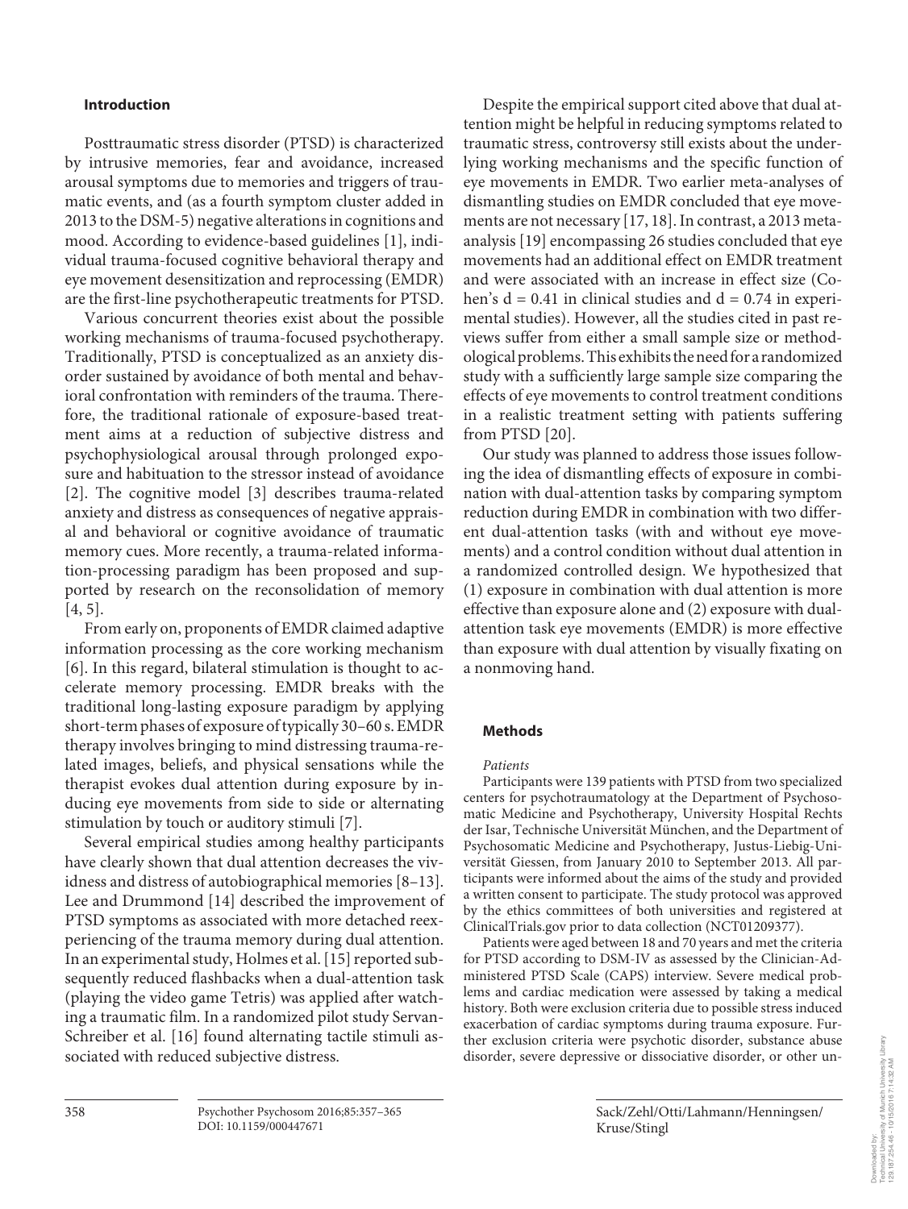## Introduction

Posttraumatic stress disorder (PTSD) is characterized by intrusive memories, fear and avoidance, increased arousal symptoms due to memories and triggers of traumatic events, and (as a fourth symptom cluster added in 2013 to the DSM-5) negative alterations in cognitions and mood. According to evidence-based guidelines [1], individual trauma-focused cognitive behavioral therapy and eye movement desensitization and reprocessing (EMDR) are the first-line psychotherapeutic treatments for PTSD.

Various concurrent theories exist about the possible working mechanisms of trauma-focused psychotherapy. Traditionally, PTSD is conceptualized as an anxiety disorder sustained by avoidance of both mental and behavioral confrontation with reminders of the trauma. Therefore, the traditional rationale of exposure-based treatment aims at a reduction of subjective distress and psychophysiological arousal through prolonged exposure and habituation to the stressor instead of avoidance [2]. The cognitive model [3] describes trauma-related anxiety and distress as consequences of negative appraisal and behavioral or cognitive avoidance of traumatic memory cues. More recently, a trauma-related information-processing paradigm has been proposed and supported by research on the reconsolidation of memory [4, 5].

From early on, proponents of EMDR claimed adaptive information processing as the core working mechanism [6]. In this regard, bilateral stimulation is thought to accelerate memory processing. EMDR breaks with the traditional long-lasting exposure paradigm by applying short-term phases of exposure of typically 30–60 s. EMDR therapy involves bringing to mind distressing trauma-related images, beliefs, and physical sensations while the therapist evokes dual attention during exposure by inducing eye movements from side to side or alternating stimulation by touch or auditory stimuli [7].

Several empirical studies among healthy participants have clearly shown that dual attention decreases the vividness and distress of autobiographical memories [8–13]. Lee and Drummond [14] described the improvement of PTSD symptoms as associated with more detached reexperiencing of the trauma memory during dual attention. In an experimental study, Holmes et al. [15] reported subsequently reduced flashbacks when a dual-attention task (playing the video game Tetris) was applied after watching a traumatic film. In a randomized pilot study Servan-Schreiber et al. [16] found alternating tactile stimuli associated with reduced subjective distress.

Despite the empirical support cited above that dual attention might be helpful in reducing symptoms related to traumatic stress, controversy still exists about the underlying working mechanisms and the specific function of eye movements in EMDR. Two earlier meta-analyses of dismantling studies on EMDR concluded that eye movements are not necessary [17, 18]. In contrast, a 2013 meta-analysis [19] encompassing 26 studies concluded that eye movements had an additional effect on EMDR treatment and were associated with an increase in effect size (Cohen's $d = 0.41$ in clinical studies and $d = 0.74$ in experimental studies). However, all the studies cited in past reviews suffer from either a small sample size or methodological problems. This exhibits the need for a randomized study with a sufficiently large sample size comparing the effects of eye movements to control treatment conditions in a realistic treatment setting with patients suffering from PTSD [20].

Our study was planned to address those issues following the idea of dismantling effects of exposure in combination with dual-attention tasks by comparing symptom reduction during EMDR in combination with two different dual-attention tasks (with and without eye movements) and a control condition without dual attention in a randomized controlled design. We hypothesized that (1) exposure in combination with dual attention is more effective than exposure alone and (2) exposure with dual-attention task eye movements (EMDR) is more effective than exposure with dual attention by visually fixating on a nonmoving hand.

## Methods

### *Patients*

Participants were 139 patients with PTSD from two specialized centers for psychotraumatology at the Department of Psychosomatic Medicine and Psychotherapy, University Hospital Rechts der Isar, Technische Universität München, and the Department of Psychosomatic Medicine and Psychotherapy, Justus-Liebig-Universität Giessen, from January 2010 to September 2013. All participants were informed about the aims of the study and provided a written consent to participate. The study protocol was approved by the ethics committees of both universities and registered at ClinicalTrials.gov prior to data collection (NCT01209377).

Patients were aged between 18 and 70 years and met the criteria for PTSD according to DSM-IV as assessed by the Clinician-Administered PTSD Scale (CAPS) interview. Severe medical problems and cardiac medication were assessed by taking a medical history. Both were exclusion criteria due to possible stress induced exacerbation of cardiac symptoms during trauma exposure. Further exclusion criteria were psychotic disorder, substance abuse disorder, severe depressive or dissociative disorder, or other un-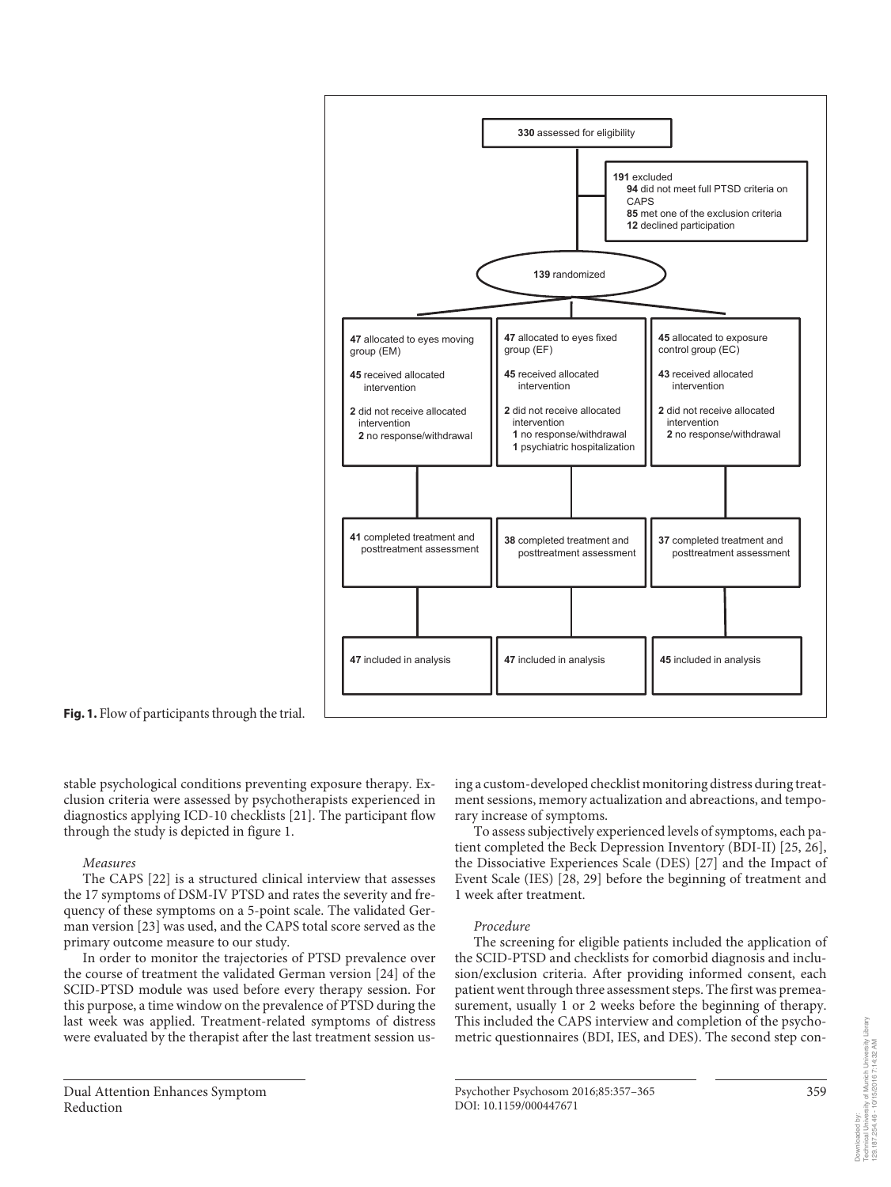**330** assessed for eligibility

**191** excluded
**94** did not meet full PTSD criteria on CAPS
**85** met one of the exclusion criteria
**12** declined participation

**139** randomized

**47** allocated to eyes moving group (EM)
**45** received allocated intervention
**2** did not receive allocated intervention
**2** no response/withdrawal

**47** allocated to eyes fixed group (EF)
**45** received allocated intervention
**2** did not receive allocated intervention
**1** no response/withdrawal
**1** psychiatric hospitalization

**45** allocated to exposure control group (EC)
**43** received allocated intervention
**2** did not receive allocated intervention
**2** no response/withdrawal

**41** completed treatment and posttreatment assessment

**38** completed treatment and posttreatment assessment

**37** completed treatment and posttreatment assessment

**47** included in analysis

**47** included in analysis

**45** included in analysis

**Fig. 1.** Flow of participants through the trial.

stable psychological conditions preventing exposure therapy. Exclusion criteria were assessed by psychotherapists experienced in diagnostics applying ICD-10 checklists [21]. The participant flow through the study is depicted in figure 1.

*Measures*

The CAPS [22] is a structured clinical interview that assesses the 17 symptoms of DSM-IV PTSD and rates the severity and frequency of these symptoms on a 5-point scale. The validated German version [23] was used, and the CAPS total score served as the primary outcome measure to our study.

In order to monitor the trajectories of PTSD prevalence over the course of treatment the validated German version [24] of the SCID-PTSD module was used before every therapy session. For this purpose, a time window on the prevalence of PTSD during the last week was applied. Treatment-related symptoms of distress were evaluated by the therapist after the last treatment session using a custom-developed checklist monitoring distress during treatment sessions, memory actualization and abreactions, and temporary increase of symptoms.

To assess subjectively experienced levels of symptoms, each patient completed the Beck Depression Inventory (BDI-II) [25, 26], the Dissociative Experiences Scale (DES) [27] and the Impact of Event Scale (IES) [28, 29] before the beginning of treatment and 1 week after treatment.

*Procedure*

The screening for eligible patients included the application of the SCID-PTSD and checklists for comorbid diagnosis and inclusion/exclusion criteria. After providing informed consent, each patient went through three assessment steps. The first was premeasurement, usually 1 or 2 weeks before the beginning of therapy. This included the CAPS interview and completion of the psychometric questionnaires (BDI, IES, and DES). The second step con-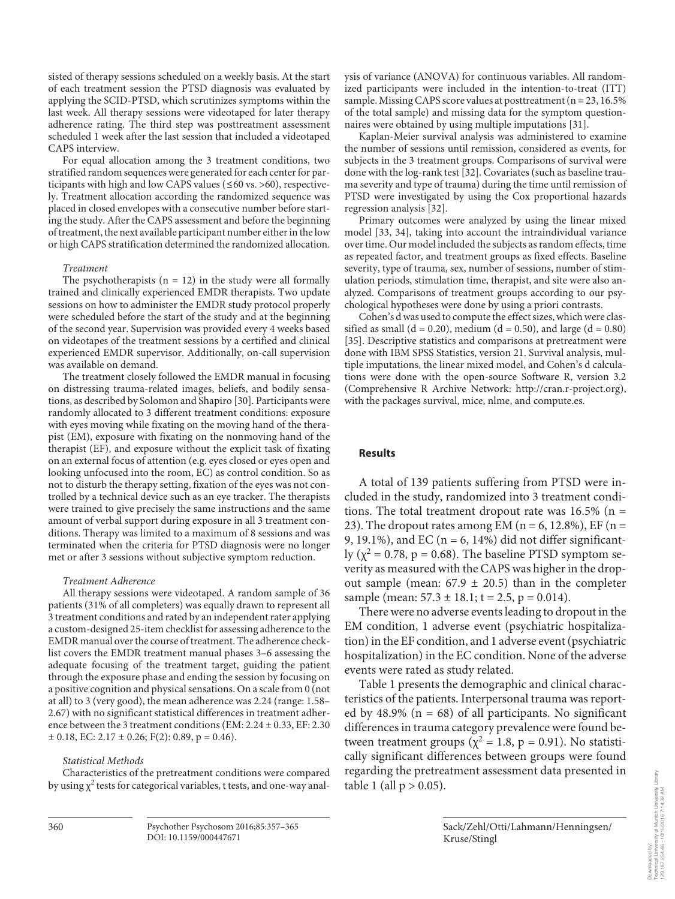sisted of therapy sessions scheduled on a weekly basis. At the start of each treatment session the PTSD diagnosis was evaluated by applying the SCID-PTSD, which scrutinizes symptoms within the last week. All therapy sessions were videotaped for later therapy adherence rating. The third step was posttreatment assessment scheduled 1 week after the last session that included a videotaped CAPS interview.

For equal allocation among the 3 treatment conditions, two stratified random sequences were generated for each center for participants with high and low CAPS values (≤60 vs. >60), respectively. Treatment allocation according the randomized sequence was placed in closed envelopes with a consecutive number before starting the study. After the CAPS assessment and before the beginning of treatment, the next available participant number either in the low or high CAPS stratification determined the randomized allocation.

*Treatment*

The psychotherapists (n = 12) in the study were all formally trained and clinically experienced EMDR therapists. Two update sessions on how to administer the EMDR study protocol properly were scheduled before the start of the study and at the beginning of the second year. Supervision was provided every 4 weeks based on videotapes of the treatment sessions by a certified and clinical experienced EMDR supervisor. Additionally, on-call supervision was available on demand.

The treatment closely followed the EMDR manual in focusing on distressing trauma-related images, beliefs, and bodily sensations, as described by Solomon and Shapiro [30]. Participants were randomly allocated to 3 different treatment conditions: exposure with eyes moving while fixating on the moving hand of the therapist (EM), exposure with fixating on the nonmoving hand of the therapist (EF), and exposure without the explicit task of fixating on an external focus of attention (e.g. eyes closed or eyes open and looking unfocused into the room, EC) as control condition. So as not to disturb the therapy setting, fixation of the eyes was not controlled by a technical device such as an eye tracker. The therapists were trained to give precisely the same instructions and the same amount of verbal support during exposure in all 3 treatment conditions. Therapy was limited to a maximum of 8 sessions and was terminated when the criteria for PTSD diagnosis were no longer met or after 3 sessions without subjective symptom reduction.

*Treatment Adherence*

All therapy sessions were videotaped. A random sample of 36 patients (31% of all completers) was equally drawn to represent all 3 treatment conditions and rated by an independent rater applying a custom-designed 25-item checklist for assessing adherence to the EMDR manual over the course of treatment. The adherence checklist covers the EMDR treatment manual phases 3–6 assessing the adequate focusing of the treatment target, guiding the patient through the exposure phase and ending the session by focusing on a positive cognition and physical sensations. On a scale from 0 (not at all) to 3 (very good), the mean adherence was 2.24 (range: 1.58–2.67) with no significant statistical differences in treatment adherence between the 3 treatment conditions (EM: 2.24 ± 0.33, EF: 2.30 ± 0.18, EC: 2.17 ± 0.26; F(2): 0.89, p = 0.46).

*Statistical Methods*

Characteristics of the pretreatment conditions were compared by using $\chi^2$ tests for categorical variables, t tests, and one-way analysis of variance (ANOVA) for continuous variables. All randomized participants were included in the intention-to-treat (ITT) sample. Missing CAPS score values at posttreatment (n = 23, 16.5% of the total sample) and missing data for the symptom questionnaires were obtained by using multiple imputations [31].

Kaplan-Meier survival analysis was administered to examine the number of sessions until remission, considered as events, for subjects in the 3 treatment groups. Comparisons of survival were done with the log-rank test [32]. Covariates (such as baseline trauma severity and type of trauma) during the time until remission of PTSD were investigated by using the Cox proportional hazards regression analysis [32].

Primary outcomes were analyzed by using the linear mixed model [33, 34], taking into account the intraindividual variance over time. Our model included the subjects as random effects, time as repeated factor, and treatment groups as fixed effects. Baseline severity, type of trauma, sex, number of sessions, number of stimulation periods, stimulation time, therapist, and site were also analyzed. Comparisons of treatment groups according to our psychological hypotheses were done by using a priori contrasts.

Cohen's d was used to compute the effect sizes, which were classified as small (d = 0.20), medium (d = 0.50), and large (d = 0.80) [35]. Descriptive statistics and comparisons at pretreatment were done with IBM SPSS Statistics, version 21. Survival analysis, multiple imputations, the linear mixed model, and Cohen's d calculations were done with the open-source Software R, version 3.2 (Comprehensive R Archive Network: http://cran.r-project.org), with the packages survival, mice, nlme, and compute.es.

## Results

A total of 139 patients suffering from PTSD were included in the study, randomized into 3 treatment conditions. The total treatment dropout rate was 16.5% (n = 23). The dropout rates among EM (n = 6, 12.8%), EF (n = 9, 19.1%), and EC (n = 6, 14%) did not differ significantly ($\chi^2$ = 0.78, p = 0.68). The baseline PTSD symptom severity as measured with the CAPS was higher in the dropout sample (mean: 67.9 ± 20.5) than in the completer sample (mean: 57.3 ± 18.1; t = 2.5, p = 0.014).

There were no adverse events leading to dropout in the EM condition, 1 adverse event (psychiatric hospitalization) in the EF condition, and 1 adverse event (psychiatric hospitalization) in the EC condition. None of the adverse events were rated as study related.

Table 1 presents the demographic and clinical characteristics of the patients. Interpersonal trauma was reported by 48.9% (n = 68) of all participants. No significant differences in trauma category prevalence were found between treatment groups ($\chi^2$ = 1.8, p = 0.91). No statistically significant differences between groups were found regarding the pretreatment assessment data presented in table 1 (all p > 0.05).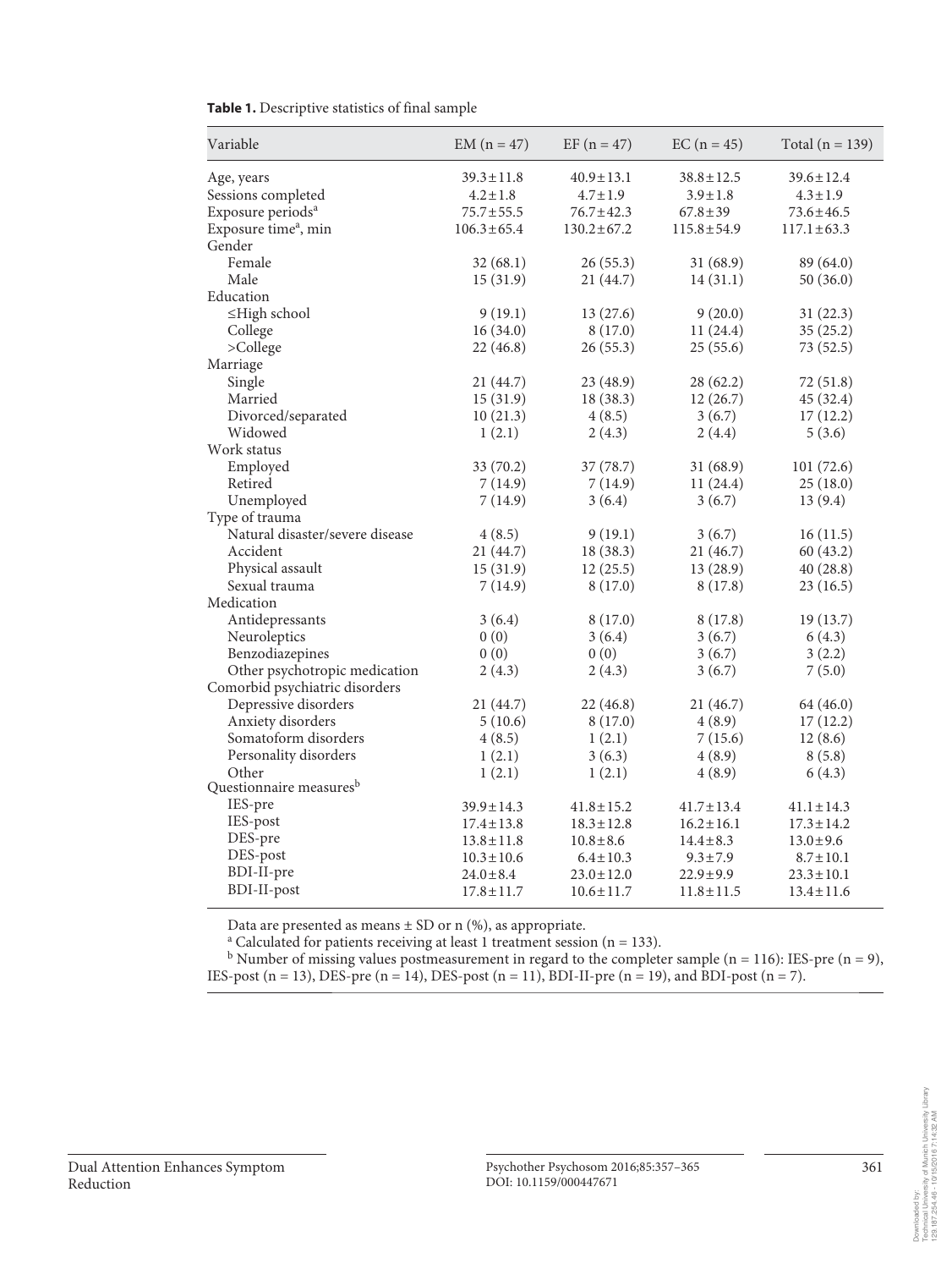**Table 1.** Descriptive statistics of final sample

| Variable | EM (n = 47) | EF (n = 47) | EC (n = 45) | Total (n = 139) |
|---|---|---|---|---|
| Age, years | 39.3±11.8 | 40.9±13.1 | 38.8±12.5 | 39.6±12.4 |
| Sessions completed | 4.2±1.8 | 4.7±1.9 | 3.9±1.8 | 4.3±1.9 |
| Exposure periods[a] | 75.7±55.5 | 76.7±42.3 | 67.8±39 | 73.6±46.5 |
| Exposure time[a], min | 106.3±65.4 | 130.2±67.2 | 115.8±54.9 | 117.1±63.3 |
| Gender | | | | |
| Female | 32 (68.1) | 26 (55.3) | 31 (68.9) | 89 (64.0) |
| Male | 15 (31.9) | 21 (44.7) | 14 (31.1) | 50 (36.0) |
| Education | | | | |
| ≤High school | 9 (19.1) | 13 (27.6) | 9 (20.0) | 31 (22.3) |
| College | 16 (34.0) | 8 (17.0) | 11 (24.4) | 35 (25.2) |
| >College | 22 (46.8) | 26 (55.3) | 25 (55.6) | 73 (52.5) |
| Marriage | | | | |
| Single | 21 (44.7) | 23 (48.9) | 28 (62.2) | 72 (51.8) |
| Married | 15 (31.9) | 18 (38.3) | 12 (26.7) | 45 (32.4) |
| Divorced/separated | 10 (21.3) | 4 (8.5) | 3 (6.7) | 17 (12.2) |
| Widowed | 1 (2.1) | 2 (4.3) | 2 (4.4) | 5 (3.6) |
| Work status | | | | |
| Employed | 33 (70.2) | 37 (78.7) | 31 (68.9) | 101 (72.6) |
| Retired | 7 (14.9) | 7 (14.9) | 11 (24.4) | 25 (18.0) |
| Unemployed | 7 (14.9) | 3 (6.4) | 3 (6.7) | 13 (9.4) |
| Type of trauma | | | | |
| Natural disaster/severe disease | 4 (8.5) | 9 (19.1) | 3 (6.7) | 16 (11.5) |
| Accident | 21 (44.7) | 18 (38.3) | 21 (46.7) | 60 (43.2) |
| Physical assault | 15 (31.9) | 12 (25.5) | 13 (28.9) | 40 (28.8) |
| Sexual trauma | 7 (14.9) | 8 (17.0) | 8 (17.8) | 23 (16.5) |
| Medication | | | | |
| Antidepressants | 3 (6.4) | 8 (17.0) | 8 (17.8) | 19 (13.7) |
| Neuroleptics | 0 (0) | 3 (6.4) | 3 (6.7) | 6 (4.3) |
| Benzodiazepines | 0 (0) | 0 (0) | 3 (6.7) | 3 (2.2) |
| Other psychotropic medication | 2 (4.3) | 2 (4.3) | 3 (6.7) | 7 (5.0) |
| Comorbid psychiatric disorders | | | | |
| Depressive disorders | 21 (44.7) | 22 (46.8) | 21 (46.7) | 64 (46.0) |
| Anxiety disorders | 5 (10.6) | 8 (17.0) | 4 (8.9) | 17 (12.2) |
| Somatoform disorders | 4 (8.5) | 1 (2.1) | 7 (15.6) | 12 (8.6) |
| Personality disorders | 1 (2.1) | 3 (6.3) | 4 (8.9) | 8 (5.8) |
| Other | 1 (2.1) | 1 (2.1) | 4 (8.9) | 6 (4.3) |
| Questionnaire measures[b] | | | | |
| IES-pre | 39.9±14.3 | 41.8±15.2 | 41.7±13.4 | 41.1±14.3 |
| IES-post | 17.4±13.8 | 18.3±12.8 | 16.2±16.1 | 17.3±14.2 |
| DES-pre | 13.8±11.8 | 10.8±8.6 | 14.4±8.3 | 13.0±9.6 |
| DES-post | 10.3±10.6 | 6.4±10.3 | 9.3±7.9 | 8.7±10.1 |
| BDI-II-pre | 24.0±8.4 | 23.0±12.0 | 22.9±9.9 | 23.3±10.1 |
| BDI-II-post | 17.8±11.7 | 10.6±11.7 | 11.8±11.5 | 13.4±11.6 |

Data are presented as means ± SD or n (%), as appropriate.

[a] Calculated for patients receiving at least 1 treatment session (n = 133).

[b] Number of missing values postmeasurement in regard to the completer sample (n = 116): IES-pre (n = 9), IES-post (n = 13), DES-pre (n = 14), DES-post (n = 11), BDI-II-pre (n = 19), and BDI-post (n = 7).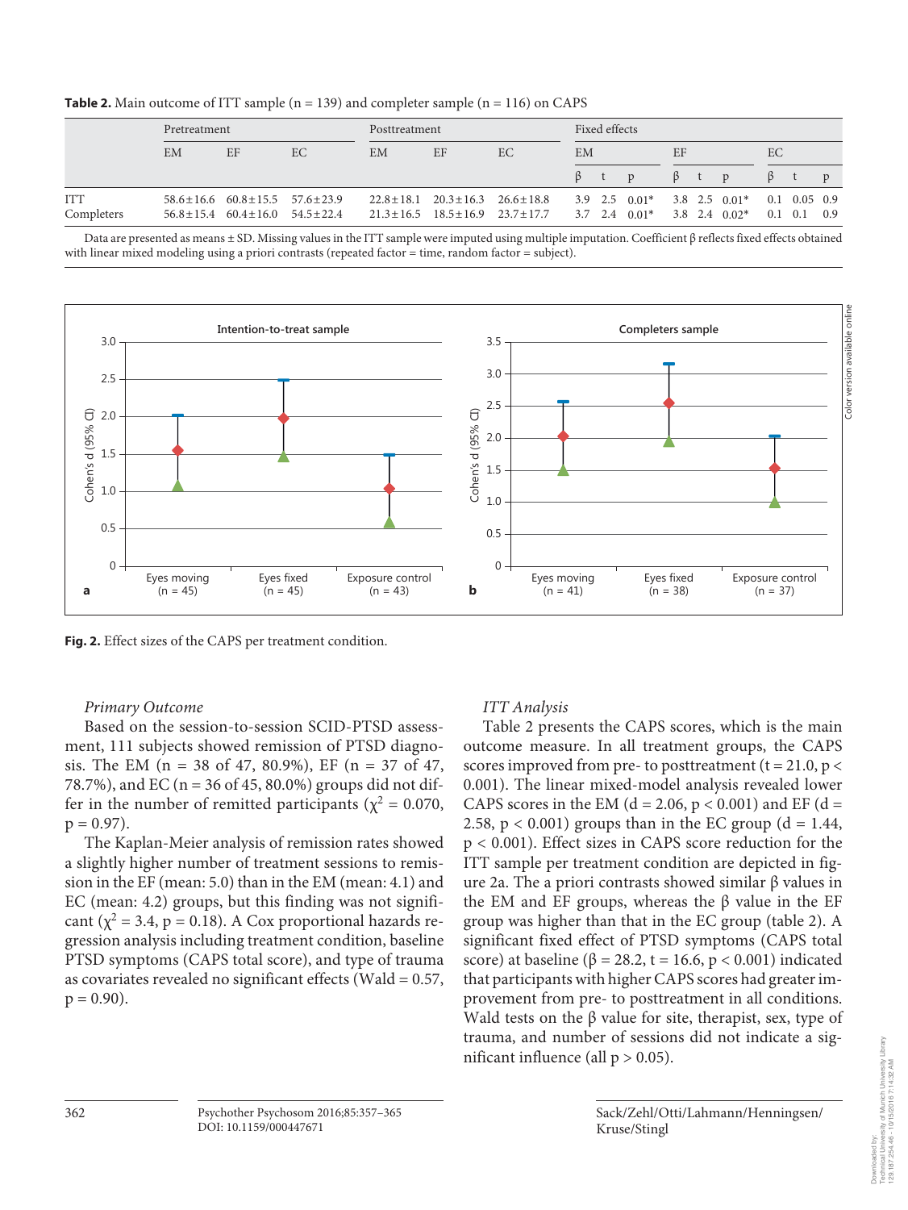**Table 2.** Main outcome of ITT sample (n = 139) and completer sample (n = 116) on CAPS

| | Pretreatment | | | Posttreatment | | | Fixed effects | | | | | | | | |
|---|---|---|---|---|---|---|---|---|---|---|---|---|---|---|---|
| | EM | EF | EC | EM | EF | EC | EM | | | EF | | | EC | | |
| | | | | | | | β | t | p | β | t | p | β | t | p |
| ITT | 58.6±16.6 | 60.8±15.5 | 57.6±23.9 | 22.8±18.1 | 20.3±16.3 | 26.6±18.8 | 3.9 | 2.5 | 0.01* | 3.8 | 2.5 | 0.01* | 0.1 | 0.05 | 0.9 |
| Completers | 56.8±15.4 | 60.4±16.0 | 54.5±22.4 | 21.3±16.5 | 18.5±16.9 | 23.7±17.7 | 3.7 | 2.4 | 0.01* | 3.8 | 2.4 | 0.02* | 0.1 | 0.1 | 0.9 |

Data are presented as means ± SD. Missing values in the ITT sample were imputed using multiple imputation. Coefficient β reflects fixed effects obtained with linear mixed modeling using a priori contrasts (repeated factor = time, random factor = subject).

**Fig. 2.** Effect sizes of the CAPS per treatment condition.

*Primary Outcome*

Based on the session-to-session SCID-PTSD assessment, 111 subjects showed remission of PTSD diagnosis. The EM (n = 38 of 47, 80.9%), EF (n = 37 of 47, 78.7%), and EC (n = 36 of 45, 80.0%) groups did not differ in the number of remitted participants ($\chi^2 = 0.070$, $p = 0.97$).

The Kaplan-Meier analysis of remission rates showed a slightly higher number of treatment sessions to remission in the EF (mean: 5.0) than in the EM (mean: 4.1) and EC (mean: 4.2) groups, but this finding was not significant ($\chi^2 = 3.4$, $p = 0.18$). A Cox proportional hazards regression analysis including treatment condition, baseline PTSD symptoms (CAPS total score), and type of trauma as covariates revealed no significant effects (Wald = 0.57, $p = 0.90$).

*ITT Analysis*

Table 2 presents the CAPS scores, which is the main outcome measure. In all treatment groups, the CAPS scores improved from pre- to posttreatment ($t = 21.0$, $p < 0.001$). The linear mixed-model analysis revealed lower CAPS scores in the EM ($d = 2.06$, $p < 0.001$) and EF ($d = 2.58$, $p < 0.001$) groups than in the EC group ($d = 1.44$, $p < 0.001$). Effect sizes in CAPS score reduction for the ITT sample per treatment condition are depicted in figure 2a. The a priori contrasts showed similar β values in the EM and EF groups, whereas the β value in the EF group was higher than that in the EC group (table 2). A significant fixed effect of PTSD symptoms (CAPS total score) at baseline ($\beta = 28.2$, $t = 16.6$, $p < 0.001$) indicated that participants with higher CAPS scores had greater improvement from pre- to posttreatment in all conditions. Wald tests on the β value for site, therapist, sex, type of trauma, and number of sessions did not indicate a significant influence (all $p > 0.05$).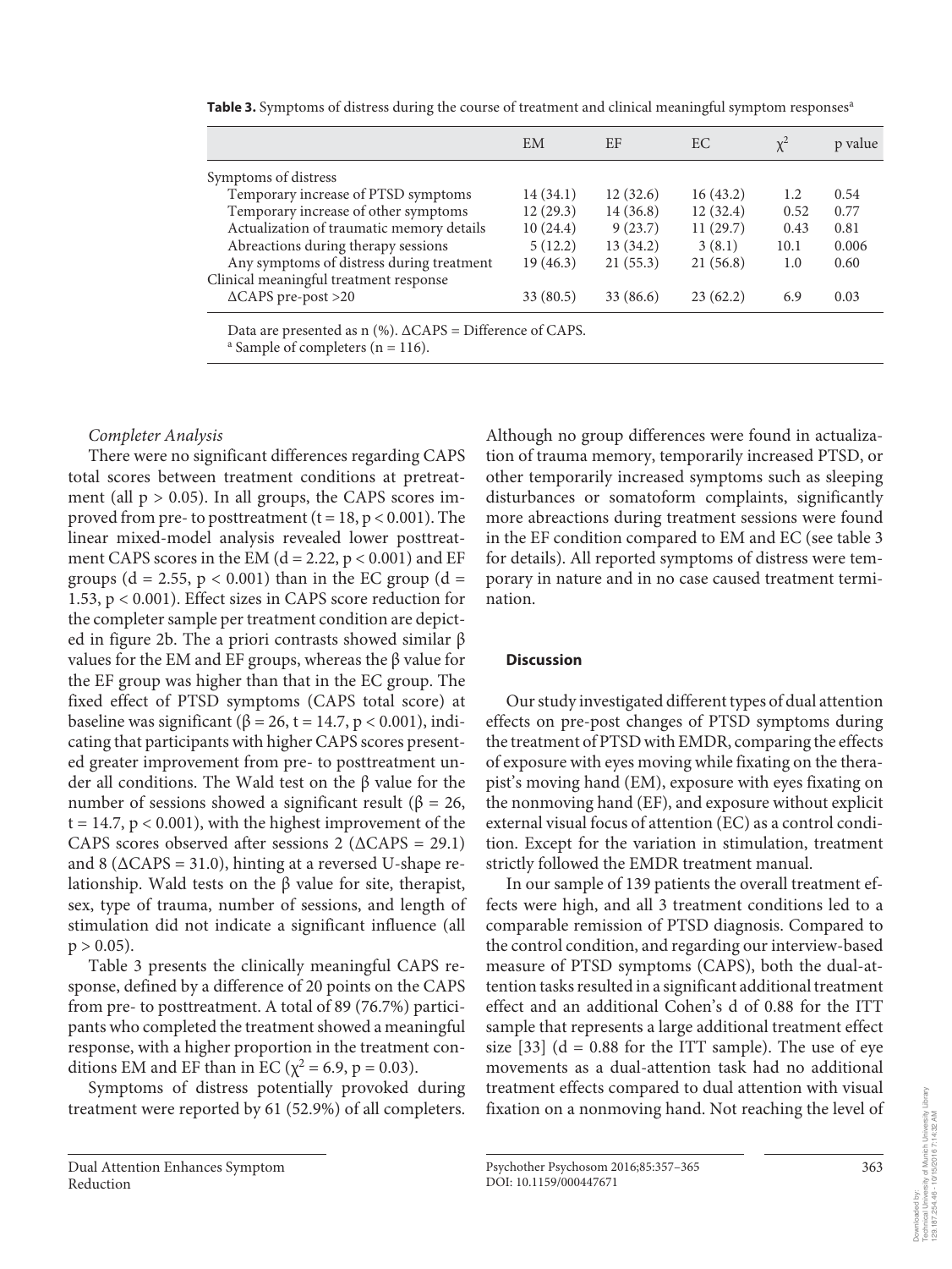**Table 3.** Symptoms of distress during the course of treatment and clinical meaningful symptom responses[a]

| | EM | EF | EC | $\chi^2$ | p value |
|---|---|---|---|---|---|
| Symptoms of distress | | | | | |
| Temporary increase of PTSD symptoms | 14 (34.1) | 12 (32.6) | 16 (43.2) | 1.2 | 0.54 |
| Temporary increase of other symptoms | 12 (29.3) | 14 (36.8) | 12 (32.4) | 0.52 | 0.77 |
| Actualization of traumatic memory details | 10 (24.4) | 9 (23.7) | 11 (29.7) | 0.43 | 0.81 |
| Abreactions during therapy sessions | 5 (12.2) | 13 (34.2) | 3 (8.1) | 10.1 | 0.006 |
| Any symptoms of distress during treatment | 19 (46.3) | 21 (55.3) | 21 (56.8) | 1.0 | 0.60 |
| Clinical meaningful treatment response | | | | | |
| ΔCAPS pre-post >20 | 33 (80.5) | 33 (86.6) | 23 (62.2) | 6.9 | 0.03 |

Data are presented as n (%). ΔCAPS = Difference of CAPS.
[a] Sample of completers (n = 116).

*Completer Analysis*

There were no significant differences regarding CAPS total scores between treatment conditions at pretreatment (all $p > 0.05$). In all groups, the CAPS scores improved from pre- to posttreatment ($t = 18$, $p < 0.001$). The linear mixed-model analysis revealed lower posttreatment CAPS scores in the EM ($d = 2.22$, $p < 0.001$) and EF groups ($d = 2.55$, $p < 0.001$) than in the EC group ($d = 1.53$, $p < 0.001$). Effect sizes in CAPS score reduction for the completer sample per treatment condition are depicted in figure 2b. The a priori contrasts showed similar β values for the EM and EF groups, whereas the β value for the EF group was higher than that in the EC group. The fixed effect of PTSD symptoms (CAPS total score) at baseline was significant ($\beta = 26$, $t = 14.7$, $p < 0.001$), indicating that participants with higher CAPS scores presented greater improvement from pre- to posttreatment under all conditions. The Wald test on the β value for the number of sessions showed a significant result ($\beta = 26$, $t = 14.7$, $p < 0.001$), with the highest improvement of the CAPS scores observed after sessions 2 (ΔCAPS = 29.1) and 8 (ΔCAPS = 31.0), hinting at a reversed U-shape relationship. Wald tests on the β value for site, therapist, sex, type of trauma, number of sessions, and length of stimulation did not indicate a significant influence (all $p > 0.05$).

Table 3 presents the clinically meaningful CAPS response, defined by a difference of 20 points on the CAPS from pre- to posttreatment. A total of 89 (76.7%) participants who completed the treatment showed a meaningful response, with a higher proportion in the treatment conditions EM and EF than in EC ($\chi^2 = 6.9$, $p = 0.03$).

Symptoms of distress potentially provoked during treatment were reported by 61 (52.9%) of all completers. Although no group differences were found in actualization of trauma memory, temporarily increased PTSD, or other temporarily increased symptoms such as sleeping disturbances or somatoform complaints, significantly more abreactions during treatment sessions were found in the EF condition compared to EM and EC (see table 3 for details). All reported symptoms of distress were temporary in nature and in no case caused treatment termination.

## Discussion

Our study investigated different types of dual attention effects on pre-post changes of PTSD symptoms during the treatment of PTSD with EMDR, comparing the effects of exposure with eyes moving while fixating on the therapist's moving hand (EM), exposure with eyes fixating on the nonmoving hand (EF), and exposure without explicit external visual focus of attention (EC) as a control condition. Except for the variation in stimulation, treatment strictly followed the EMDR treatment manual.

In our sample of 139 patients the overall treatment effects were high, and all 3 treatment conditions led to a comparable remission of PTSD diagnosis. Compared to the control condition, and regarding our interview-based measure of PTSD symptoms (CAPS), both the dual-attention tasks resulted in a significant additional treatment effect and an additional Cohen's d of 0.88 for the ITT sample that represents a large additional treatment effect size [33] ($d = 0.88$ for the ITT sample). The use of eye movements as a dual-attention task had no additional treatment effects compared to dual attention with visual fixation on a nonmoving hand. Not reaching the level of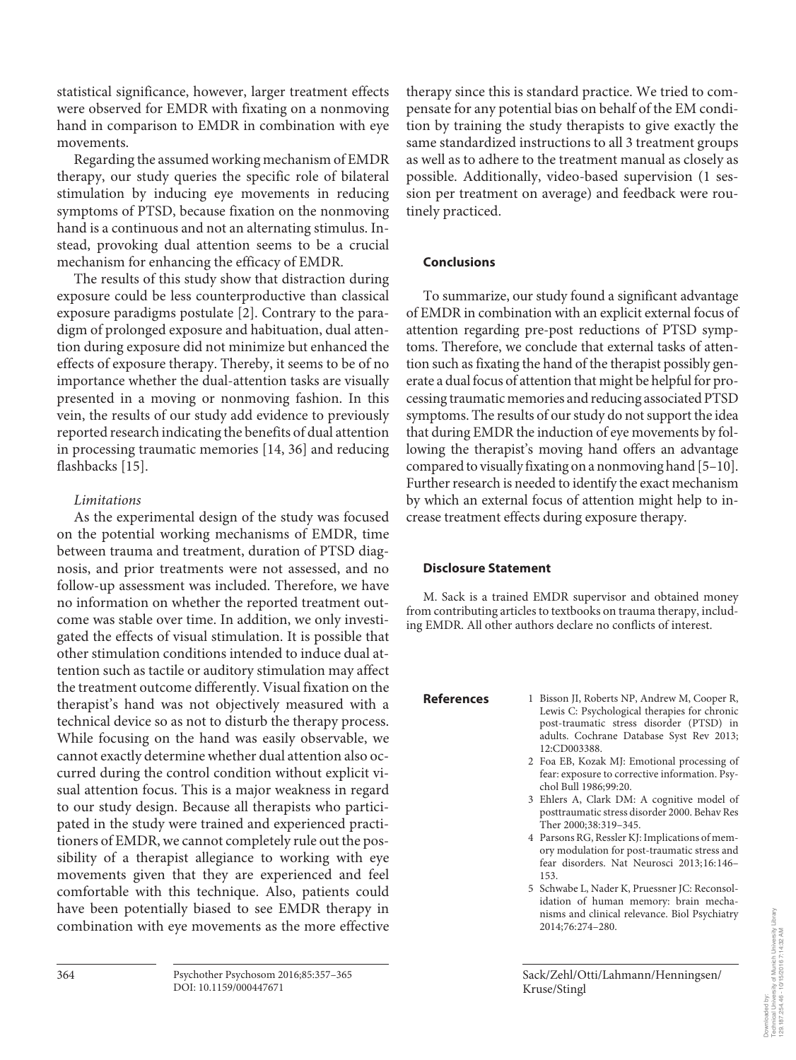statistical significance, however, larger treatment effects were observed for EMDR with fixating on a nonmoving hand in comparison to EMDR in combination with eye movements.

Regarding the assumed working mechanism of EMDR therapy, our study queries the specific role of bilateral stimulation by inducing eye movements in reducing symptoms of PTSD, because fixation on the nonmoving hand is a continuous and not an alternating stimulus. Instead, provoking dual attention seems to be a crucial mechanism for enhancing the efficacy of EMDR.

The results of this study show that distraction during exposure could be less counterproductive than classical exposure paradigms postulate [2]. Contrary to the paradigm of prolonged exposure and habituation, dual attention during exposure did not minimize but enhanced the effects of exposure therapy. Thereby, it seems to be of no importance whether the dual-attention tasks are visually presented in a moving or nonmoving fashion. In this vein, the results of our study add evidence to previously reported research indicating the benefits of dual attention in processing traumatic memories [14, 36] and reducing flashbacks [15].

*Limitations*

As the experimental design of the study was focused on the potential working mechanisms of EMDR, time between trauma and treatment, duration of PTSD diagnosis, and prior treatments were not assessed, and no follow-up assessment was included. Therefore, we have no information on whether the reported treatment outcome was stable over time. In addition, we only investigated the effects of visual stimulation. It is possible that other stimulation conditions intended to induce dual attention such as tactile or auditory stimulation may affect the treatment outcome differently. Visual fixation on the therapist's hand was not objectively measured with a technical device so as not to disturb the therapy process. While focusing on the hand was easily observable, we cannot exactly determine whether dual attention also occurred during the control condition without explicit visual attention focus. This is a major weakness in regard to our study design. Because all therapists who participated in the study were trained and experienced practitioners of EMDR, we cannot completely rule out the possibility of a therapist allegiance to working with eye movements given that they are experienced and feel comfortable with this technique. Also, patients could have been potentially biased to see EMDR therapy in combination with eye movements as the more effective therapy since this is standard practice. We tried to compensate for any potential bias on behalf of the EM condition by training the study therapists to give exactly the same standardized instructions to all 3 treatment groups as well as to adhere to the treatment manual as closely as possible. Additionally, video-based supervision (1 session per treatment on average) and feedback were routinely practiced.

## Conclusions

To summarize, our study found a significant advantage of EMDR in combination with an explicit external focus of attention regarding pre-post reductions of PTSD symptoms. Therefore, we conclude that external tasks of attention such as fixating the hand of the therapist possibly generate a dual focus of attention that might be helpful for processing traumatic memories and reducing associated PTSD symptoms. The results of our study do not support the idea that during EMDR the induction of eye movements by following the therapist's moving hand offers an advantage compared to visually fixating on a nonmoving hand [5–10]. Further research is needed to identify the exact mechanism by which an external focus of attention might help to increase treatment effects during exposure therapy.

## Disclosure Statement

M. Sack is a trained EMDR supervisor and obtained money from contributing articles to textbooks on trauma therapy, including EMDR. All other authors declare no conflicts of interest.

## References

1. Bisson JI, Roberts NP, Andrew M, Cooper R, Lewis C: Psychological therapies for chronic post-traumatic stress disorder (PTSD) in adults. Cochrane Database Syst Rev 2013; 12:CD003388.
2. Foa EB, Kozak MJ: Emotional processing of fear: exposure to corrective information. Psychol Bull 1986;99:20.
3. Ehlers A, Clark DM: A cognitive model of posttraumatic stress disorder 2000. Behav Res Ther 2000;38:319–345.
4. Parsons RG, Ressler KJ: Implications of memory modulation for post-traumatic stress and fear disorders. Nat Neurosci 2013;16:146–153.
5. Schwabe L, Nader K, Pruessner JC: Reconsolidation of human memory: brain mechanisms and clinical relevance. Biol Psychiatry 2014;76:274–280.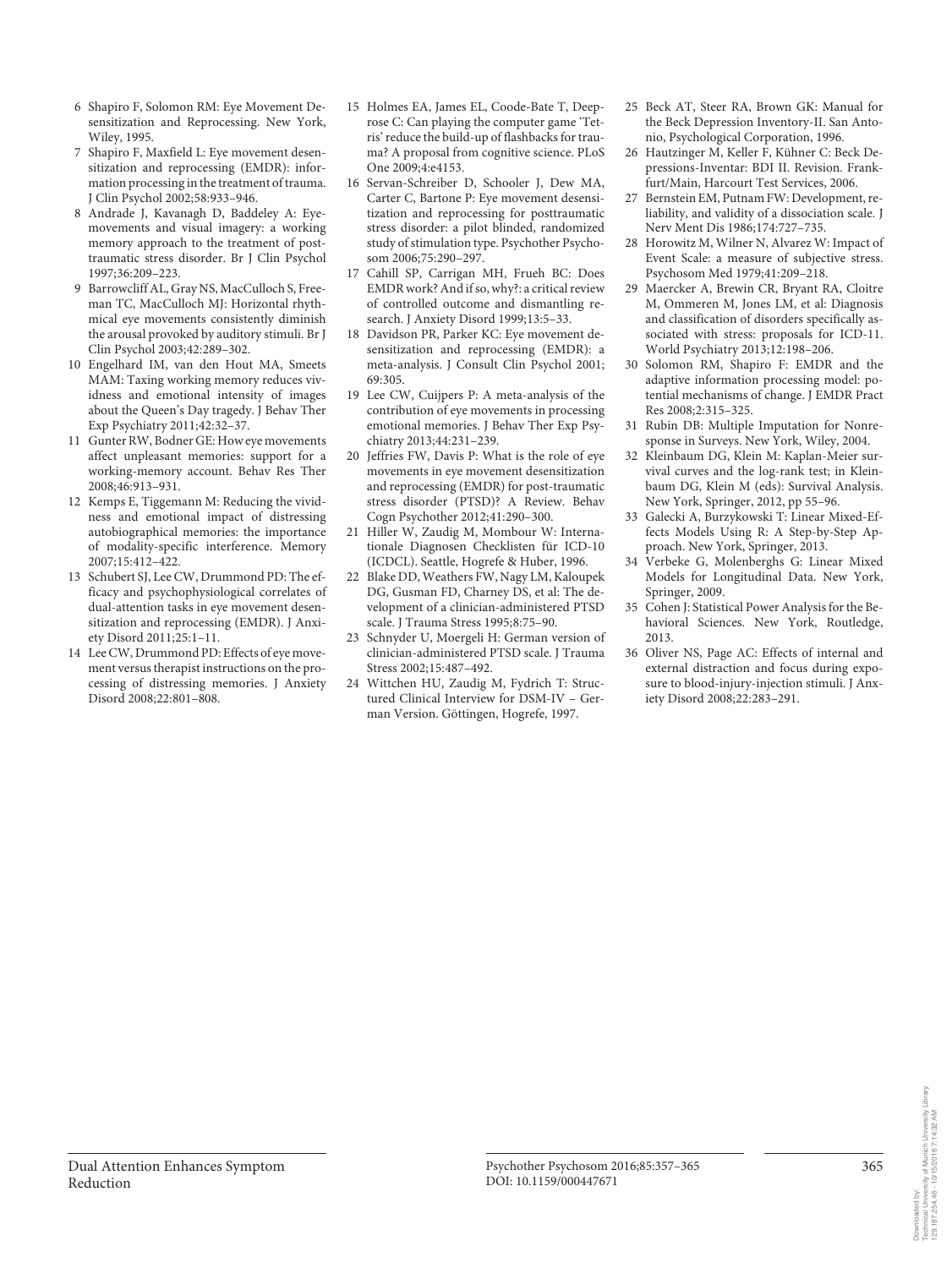6 Shapiro F, Solomon RM: Eye Movement Desensitization and Reprocessing. New York, Wiley, 1995.

7 Shapiro F, Maxfield L: Eye movement desensitization and reprocessing (EMDR): information processing in the treatment of trauma. J Clin Psychol 2002;58:933–946.

8 Andrade J, Kavanagh D, Baddeley A: Eye-movements and visual imagery: a working memory approach to the treatment of post-traumatic stress disorder. Br J Clin Psychol 1997;36:209–223.

9 Barrowcliff AL, Gray NS, MacCulloch S, Freeman TC, MacCulloch MJ: Horizontal rhythmical eye movements consistently diminish the arousal provoked by auditory stimuli. Br J Clin Psychol 2003;42:289–302.

10 Engelhard IM, van den Hout MA, Smeets MAM: Taxing working memory reduces vividness and emotional intensity of images about the Queen's Day tragedy. J Behav Ther Exp Psychiatry 2011;42:32–37.

11 Gunter RW, Bodner GE: How eye movements affect unpleasant memories: support for a working-memory account. Behav Res Ther 2008;46:913–931.

12 Kemps E, Tiggemann M: Reducing the vividness and emotional impact of distressing autobiographical memories: the importance of modality-specific interference. Memory 2007;15:412–422.

13 Schubert SJ, Lee CW, Drummond PD: The efficacy and psychophysiological correlates of dual-attention tasks in eye movement desensitization and reprocessing (EMDR). J Anxiety Disord 2011;25:1–11.

14 Lee CW, Drummond PD: Effects of eye movement versus therapist instructions on the processing of distressing memories. J Anxiety Disord 2008;22:801–808.

15 Holmes EA, James EL, Coode-Bate T, Deeprose C: Can playing the computer game 'Tetris' reduce the build-up of flashbacks for trauma? A proposal from cognitive science. PLoS One 2009;4:e4153.

16 Servan-Schreiber D, Schooler J, Dew MA, Carter C, Bartone P: Eye movement desensitization and reprocessing for posttraumatic stress disorder: a pilot blinded, randomized study of stimulation type. Psychother Psychosom 2006;75:290–297.

17 Cahill SP, Carrigan MH, Frueh BC: Does EMDR work? And if so, why?: a critical review of controlled outcome and dismantling research. J Anxiety Disord 1999;13:5–33.

18 Davidson PR, Parker KC: Eye movement desensitization and reprocessing (EMDR): a meta-analysis. J Consult Clin Psychol 2001; 69:305.

19 Lee CW, Cuijpers P: A meta-analysis of the contribution of eye movements in processing emotional memories. J Behav Ther Exp Psychiatry 2013;44:231–239.

20 Jeffries FW, Davis P: What is the role of eye movements in eye movement desensitization and reprocessing (EMDR) for post-traumatic stress disorder (PTSD)? A Review. Behav Cogn Psychother 2012;41:290–300.

21 Hiller W, Zaudig M, Mombour W: Internationale Diagnosen Checklisten für ICD-10 (ICDCL). Seattle, Hogrefe & Huber, 1996.

22 Blake DD, Weathers FW, Nagy LM, Kaloupek DG, Gusman FD, Charney DS, et al: The development of a clinician-administered PTSD scale. J Trauma Stress 1995;8:75–90.

23 Schnyder U, Moergeli H: German version of clinician-administered PTSD scale. J Trauma Stress 2002;15:487–492.

24 Wittchen HU, Zaudig M, Fydrich T: Structured Clinical Interview for DSM-IV – German Version. Göttingen, Hogrefe, 1997.

25 Beck AT, Steer RA, Brown GK: Manual for the Beck Depression Inventory-II. San Antonio, Psychological Corporation, 1996.

26 Hautzinger M, Keller F, Kühner C: Beck Depressions-Inventar: BDI II. Revision. Frankfurt/Main, Harcourt Test Services, 2006.

27 Bernstein EM, Putnam FW: Development, reliability, and validity of a dissociation scale. J Nerv Ment Dis 1986;174:727–735.

28 Horowitz M, Wilner N, Alvarez W: Impact of Event Scale: a measure of subjective stress. Psychosom Med 1979;41:209–218.

29 Maercker A, Brewin CR, Bryant RA, Cloitre M, Ommeren M, Jones LM, et al: Diagnosis and classification of disorders specifically associated with stress: proposals for ICD-11. World Psychiatry 2013;12:198–206.

30 Solomon RM, Shapiro F: EMDR and the adaptive information processing model: potential mechanisms of change. J EMDR Pract Res 2008;2:315–325.

31 Rubin DB: Multiple Imputation for Nonresponse in Surveys. New York, Wiley, 2004.

32 Kleinbaum DG, Klein M: Kaplan-Meier survival curves and the log-rank test; in Kleinbaum DG, Klein M (eds): Survival Analysis. New York, Springer, 2012, pp 55–96.

33 Galecki A, Burzykowski T: Linear Mixed-Effects Models Using R: A Step-by-Step Approach. New York, Springer, 2013.

34 Verbeke G, Molenberghs G: Linear Mixed Models for Longitudinal Data. New York, Springer, 2009.

35 Cohen J: Statistical Power Analysis for the Behavioral Sciences. New York, Routledge, 2013.

36 Oliver NS, Page AC: Effects of internal and external distraction and focus during exposure to blood-injury-injection stimuli. J Anxiety Disord 2008;22:283–291.